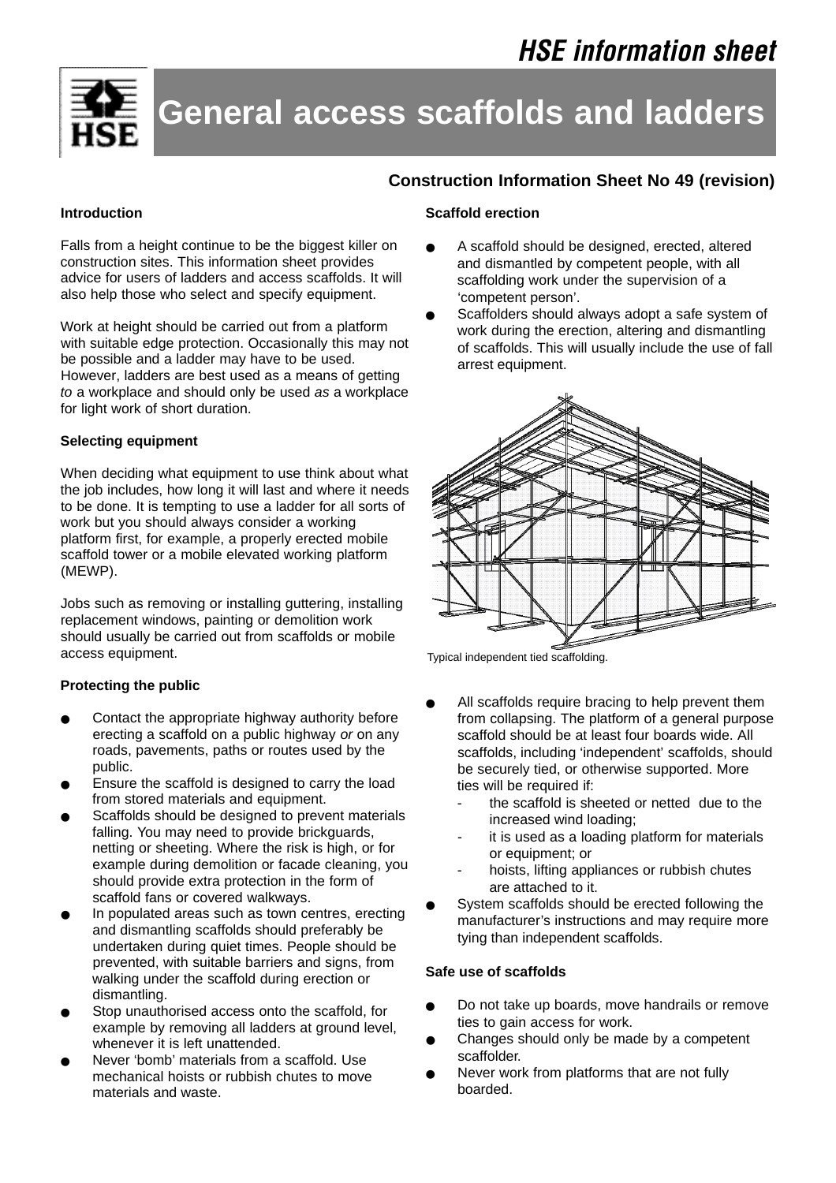HSE information sheet

# General access scaffolds and ladders

## Construction Information Sheet No 49 (revision)

### Introduction

Falls from a height continue to be the biggest killer on construction sites. This information sheet provides advice for users of ladders and access scaffolds. It will also help those who select and specify equipment.

Work at height should be carried out from a platform with suitable edge protection. Occasionally this may not be possible and a ladder may have to be used. However, ladders are best used as a means of getting *to* a workplace and should only be used *as* a workplace for light work of short duration.

### Selecting equipment

When deciding what equipment to use think about what the job includes, how long it will last and where it needs to be done. It is tempting to use a ladder for all sorts of work but you should always consider a working platform first, for example, a properly erected mobile scaffold tower or a mobile elevated working platform (MEWP).

Jobs such as removing or installing guttering, installing replacement windows, painting or demolition work should usually be carried out from scaffolds or mobile access equipment.

### Protecting the public

- Contact the appropriate highway authority before erecting a scaffold on a public highway *or* on any roads, pavements, paths or routes used by the public.
- Ensure the scaffold is designed to carry the load from stored materials and equipment.
- Scaffolds should be designed to prevent materials falling. You may need to provide brickguards, netting or sheeting. Where the risk is high, or for example during demolition or facade cleaning, you should provide extra protection in the form of scaffold fans or covered walkways.
- In populated areas such as town centres, erecting and dismantling scaffolds should preferably be undertaken during quiet times. People should be prevented, with suitable barriers and signs, from walking under the scaffold during erection or dismantling.
- Stop unauthorised access onto the scaffold, for example by removing all ladders at ground level, whenever it is left unattended.
- Never 'bomb' materials from a scaffold. Use mechanical hoists or rubbish chutes to move materials and waste.

### Scaffold erection

- A scaffold should be designed, erected, altered and dismantled by competent people, with all scaffolding work under the supervision of a 'competent person'.
- Scaffolders should always adopt a safe system of work during the erection, altering and dismantling of scaffolds. This will usually include the use of fall arrest equipment.

Typical independent tied scaffolding.

- All scaffolds require bracing to help prevent them from collapsing. The platform of a general purpose scaffold should be at least four boards wide. All scaffolds, including 'independent' scaffolds, should be securely tied, or otherwise supported. More ties will be required if:
  - the scaffold is sheeted or netted due to the increased wind loading;
  - it is used as a loading platform for materials or equipment; or
  - hoists, lifting appliances or rubbish chutes are attached to it.
- System scaffolds should be erected following the manufacturer's instructions and may require more tying than independent scaffolds.

### Safe use of scaffolds

- Do not take up boards, move handrails or remove ties to gain access for work.
- Changes should only be made by a competent scaffolder.
- Never work from platforms that are not fully boarded.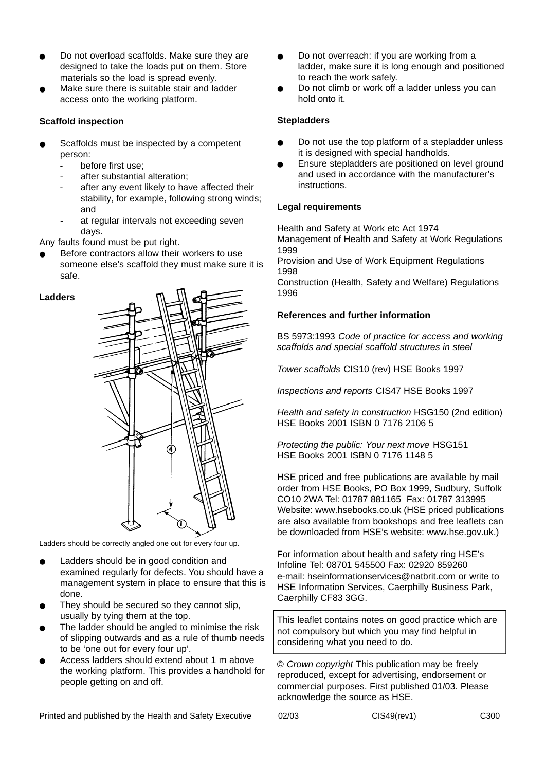- Do not overload scaffolds. Make sure they are designed to take the loads put on them. Store materials so the load is spread evenly.
- Make sure there is suitable stair and ladder access onto the working platform.

**Scaffold inspection**

- Scaffolds must be inspected by a competent person:
  - before first use;
  - after substantial alteration;
  - after any event likely to have affected their stability, for example, following strong winds; and
  - at regular intervals not exceeding seven days.

Any faults found must be put right.

- Before contractors allow their workers to use someone else's scaffold they must make sure it is safe.

**Ladders**

4

1

Ladders should be correctly angled one out for every four up.

- Ladders should be in good condition and examined regularly for defects. You should have a management system in place to ensure that this is done.
- They should be secured so they cannot slip, usually by tying them at the top.
- The ladder should be angled to minimise the risk of slipping outwards and as a rule of thumb needs to be 'one out for every four up'.
- Access ladders should extend about 1 m above the working platform. This provides a handhold for people getting on and off.
- Do not overreach: if you are working from a ladder, make sure it is long enough and positioned to reach the work safely.
- Do not climb or work off a ladder unless you can hold onto it.

**Stepladders**

- Do not use the top platform of a stepladder unless it is designed with special handholds.
- Ensure stepladders are positioned on level ground and used in accordance with the manufacturer's instructions.

**Legal requirements**

Health and Safety at Work etc Act 1974
Management of Health and Safety at Work Regulations 1999
Provision and Use of Work Equipment Regulations 1998
Construction (Health, Safety and Welfare) Regulations 1996

**References and further information**

BS 5973:1993 *Code of practice for access and working scaffolds and special scaffold structures in steel*

*Tower scaffolds* CIS10 (rev) HSE Books 1997

*Inspections and reports* CIS47 HSE Books 1997

*Health and safety in construction* HSG150 (2nd edition) HSE Books 2001 ISBN 0 7176 2106 5

*Protecting the public: Your next move* HSG151 HSE Books 2001 ISBN 0 7176 1148 5

HSE priced and free publications are available by mail order from HSE Books, PO Box 1999, Sudbury, Suffolk CO10 2WA Tel: 01787 881165 Fax: 01787 313995 Website: www.hsebooks.co.uk (HSE priced publications are also available from bookshops and free leaflets can be downloaded from HSE's website: www.hse.gov.uk.)

For information about health and safety ring HSE's Infoline Tel: 08701 545500 Fax: 02920 859260 e-mail: hseinformationservices@natbrit.com or write to HSE Information Services, Caerphilly Business Park, Caerphilly CF83 3GG.

This leaflet contains notes on good practice which are not compulsory but which you may find helpful in considering what you need to do.

© *Crown copyright* This publication may be freely reproduced, except for advertising, endorsement or commercial purposes. First published 01/03. Please acknowledge the source as HSE.

Printed and published by the Health and Safety Executive 02/03 CIS49(rev1) C300